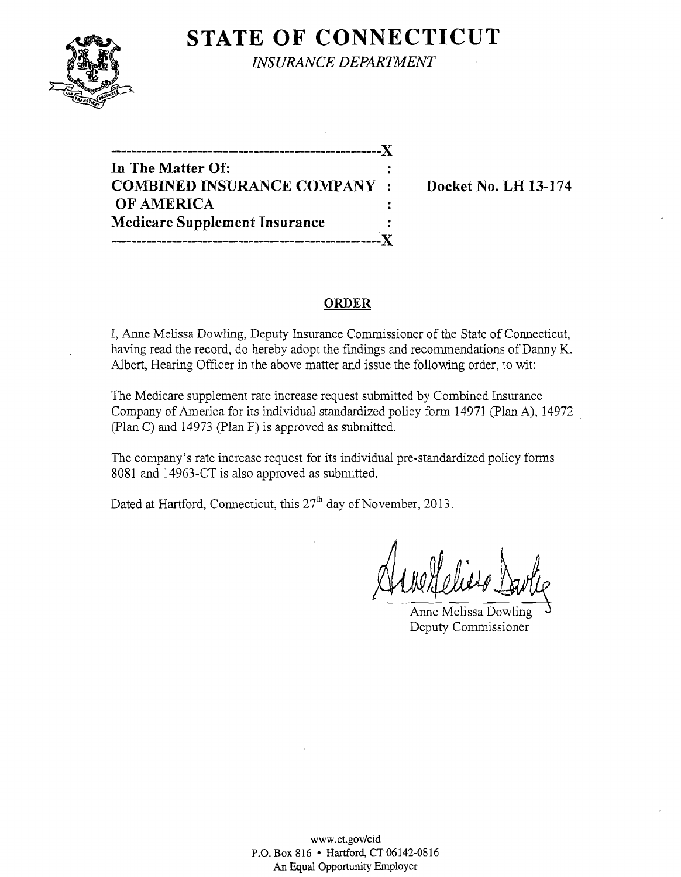# STATE OF CONNECTICUT

*INSURANCE DEPARTMENT*

---------------------------------------------------X
**In The Matter Of:** :
**COMBINED INSURANCE COMPANY** :
**OF AMERICA** :
**Medicare Supplement Insurance** :
---------------------------------------------------X

**Docket No. LH 13-174**

## ORDER

I, Anne Melissa Dowling, Deputy Insurance Commissioner of the State of Connecticut, having read the record, do hereby adopt the findings and recommendations of Danny K. Albert, Hearing Officer in the above matter and issue the following order, to wit:

The Medicare supplement rate increase request submitted by Combined Insurance Company of America for its individual standardized policy form 14971 (Plan A), 14972 (Plan C) and 14973 (Plan F) is approved as submitted.

The company's rate increase request for its individual pre-standardized policy forms 8081 and 14963-CT is also approved as submitted.

Dated at Hartford, Connecticut, this 27th day of November, 2013.

Anne Melissa Dowling
Deputy Commissioner

www.ct.gov/cid
P.O. Box 816 • Hartford, CT 06142-0816
An Equal Opportunity Employer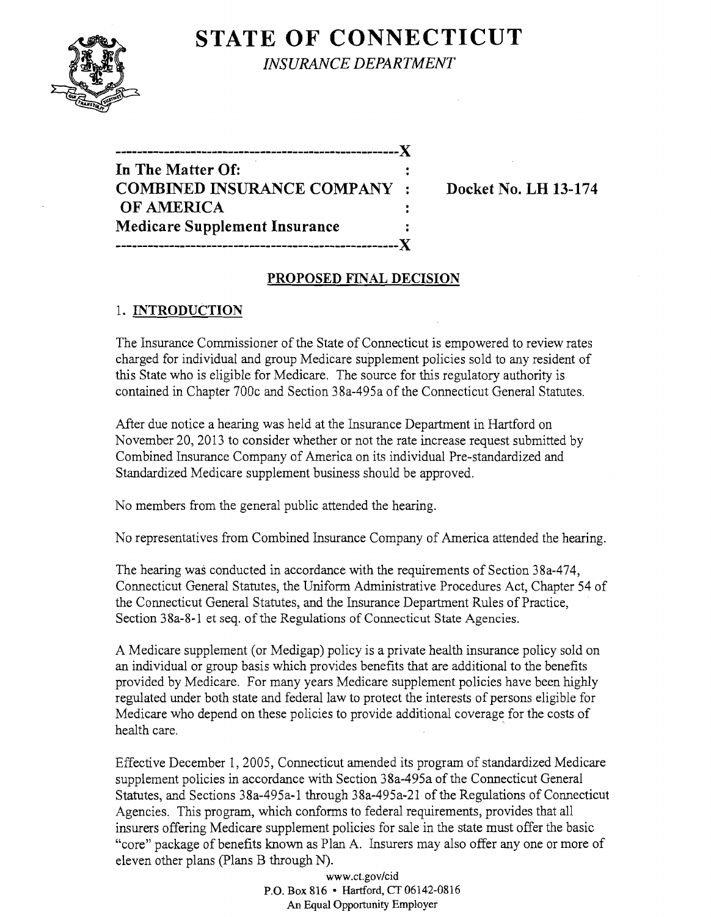# STATE OF CONNECTICUT

*INSURANCE DEPARTMENT*

```
----------------------------------------------------X
In The Matter Of:                                   :
COMBINED INSURANCE COMPANY                          :     Docket No. LH 13-174
 OF AMERICA                                         :
Medicare Supplement Insurance                       :
----------------------------------------------------X
```

## PROPOSED FINAL DECISION

### 1. INTRODUCTION

The Insurance Commissioner of the State of Connecticut is empowered to review rates charged for individual and group Medicare supplement policies sold to any resident of this State who is eligible for Medicare. The source for this regulatory authority is contained in Chapter 700c and Section 38a-495a of the Connecticut General Statutes.

After due notice a hearing was held at the Insurance Department in Hartford on November 20, 2013 to consider whether or not the rate increase request submitted by Combined Insurance Company of America on its individual Pre-standardized and Standardized Medicare supplement business should be approved.

No members from the general public attended the hearing.

No representatives from Combined Insurance Company of America attended the hearing.

The hearing was conducted in accordance with the requirements of Section 38a-474, Connecticut General Statutes, the Uniform Administrative Procedures Act, Chapter 54 of the Connecticut General Statutes, and the Insurance Department Rules of Practice, Section 38a-8-1 et seq. of the Regulations of Connecticut State Agencies.

A Medicare supplement (or Medigap) policy is a private health insurance policy sold on an individual or group basis which provides benefits that are additional to the benefits provided by Medicare. For many years Medicare supplement policies have been highly regulated under both state and federal law to protect the interests of persons eligible for Medicare who depend on these policies to provide additional coverage for the costs of health care.

Effective December 1, 2005, Connecticut amended its program of standardized Medicare supplement policies in accordance with Section 38a-495a of the Connecticut General Statutes, and Sections 38a-495a-1 through 38a-495a-21 of the Regulations of Connecticut Agencies. This program, which conforms to federal requirements, provides that all insurers offering Medicare supplement policies for sale in the state must offer the basic "core" package of benefits known as Plan A. Insurers may also offer any one or more of eleven other plans (Plans B through N).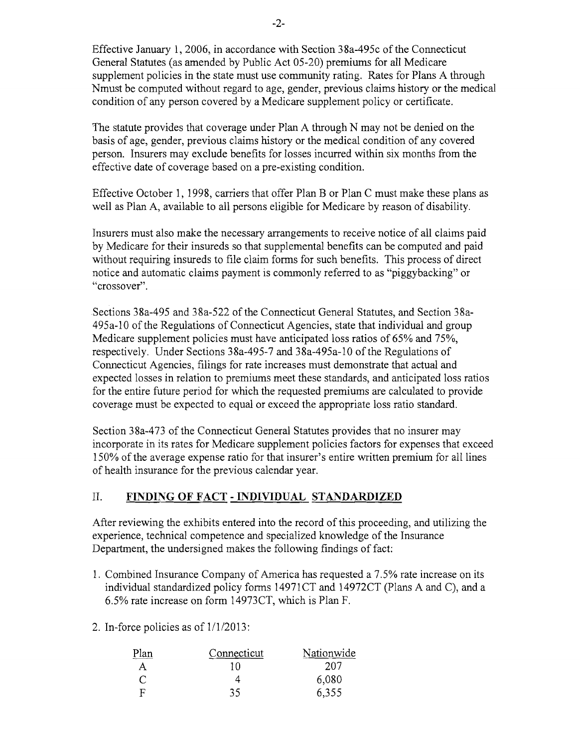Effective January 1, 2006, in accordance with Section 38a-495c of the Connecticut General Statutes (as amended by Public Act 05-20) premiums for all Medicare supplement policies in the state must use community rating. Rates for Plans A through Nmust be computed without regard to age, gender, previous claims history or the medical condition of any person covered by a Medicare supplement policy or certificate.

The statute provides that coverage under Plan A through N may not be denied on the basis of age, gender, previous claims history or the medical condition of any covered person. Insurers may exclude benefits for losses incurred within six months from the effective date of coverage based on a pre-existing condition.

Effective October 1, 1998, carriers that offer Plan B or Plan C must make these plans as well as Plan A, available to all persons eligible for Medicare by reason of disability.

Insurers must also make the necessary arrangements to receive notice of all claims paid by Medicare for their insureds so that supplemental benefits can be computed and paid without requiring insureds to file claim forms for such benefits. This process of direct notice and automatic claims payment is commonly referred to as "piggybacking" or "crossover".

Sections 38a-495 and 38a-522 of the Connecticut General Statutes, and Section 38a-495a-10 of the Regulations of Connecticut Agencies, state that individual and group Medicare supplement policies must have anticipated loss ratios of 65% and 75%, respectively. Under Sections 38a-495-7 and 38a-495a-10 of the Regulations of Connecticut Agencies, filings for rate increases must demonstrate that actual and expected losses in relation to premiums meet these standards, and anticipated loss ratios for the entire future period for which the requested premiums are calculated to provide coverage must be expected to equal or exceed the appropriate loss ratio standard.

Section 38a-473 of the Connecticut General Statutes provides that no insurer may incorporate in its rates for Medicare supplement policies factors for expenses that exceed 150% of the average expense ratio for that insurer's entire written premium for all lines of health insurance for the previous calendar year.

## II. FINDING OF FACT - INDIVIDUAL STANDARDIZED

After reviewing the exhibits entered into the record of this proceeding, and utilizing the experience, technical competence and specialized knowledge of the Insurance Department, the undersigned makes the following findings of fact:

1. Combined Insurance Company of America has requested a 7.5% rate increase on its individual standardized policy forms 14971CT and 14972CT (Plans A and C), and a 6.5% rate increase on form 14973CT, which is Plan F.

2. In-force policies as of 1/1/2013:

| Plan | Connecticut | Nationwide |
|---|---|---|
| A | 10 | 207 |
| C | 4 | 6,080 |
| F | 35 | 6,355 |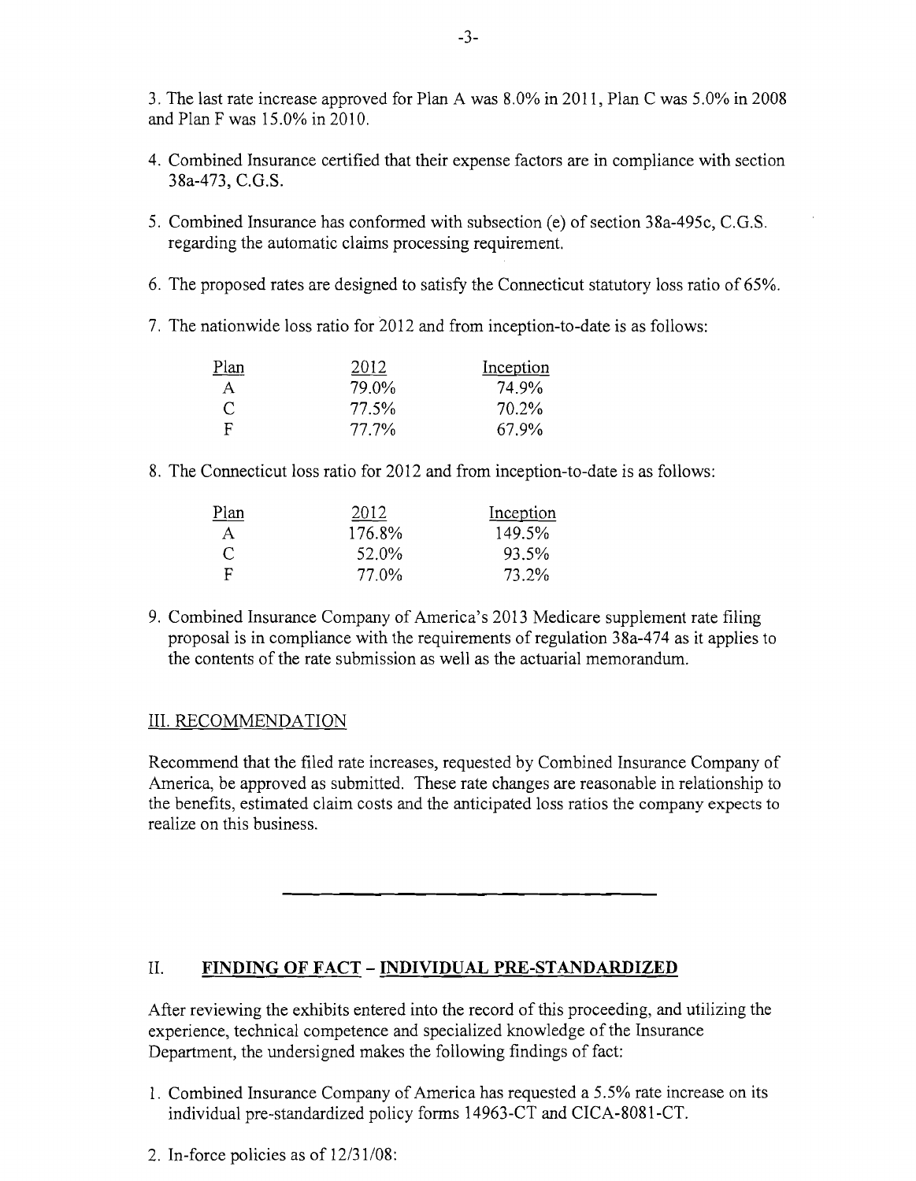3. The last rate increase approved for Plan A was 8.0% in 2011, Plan C was 5.0% in 2008 and Plan F was 15.0% in 2010.

4. Combined Insurance certified that their expense factors are in compliance with section 38a-473, C.G.S.

5. Combined Insurance has conformed with subsection (e) of section 38a-495c, C.G.S. regarding the automatic claims processing requirement.

6. The proposed rates are designed to satisfy the Connecticut statutory loss ratio of 65%.

7. The nationwide loss ratio for 2012 and from inception-to-date is as follows:

| Plan | 2012 | Inception |
|---|---|---|
| A | 79.0% | 74.9% |
| C | 77.5% | 70.2% |
| F | 77.7% | 67.9% |

8. The Connecticut loss ratio for 2012 and from inception-to-date is as follows:

| Plan | 2012 | Inception |
|---|---|---|
| A | 176.8% | 149.5% |
| C | 52.0% | 93.5% |
| F | 77.0% | 73.2% |

9. Combined Insurance Company of America's 2013 Medicare supplement rate filing proposal is in compliance with the requirements of regulation 38a-474 as it applies to the contents of the rate submission as well as the actuarial memorandum.

## III. RECOMMENDATION

Recommend that the filed rate increases, requested by Combined Insurance Company of America, be approved as submitted. These rate changes are reasonable in relationship to the benefits, estimated claim costs and the anticipated loss ratios the company expects to realize on this business.

---

## II. **FINDING OF FACT – INDIVIDUAL PRE-STANDARDIZED**

After reviewing the exhibits entered into the record of this proceeding, and utilizing the experience, technical competence and specialized knowledge of the Insurance Department, the undersigned makes the following findings of fact:

1. Combined Insurance Company of America has requested a 5.5% rate increase on its individual pre-standardized policy forms 14963-CT and CICA-8081-CT.

2. In-force policies as of 12/31/08: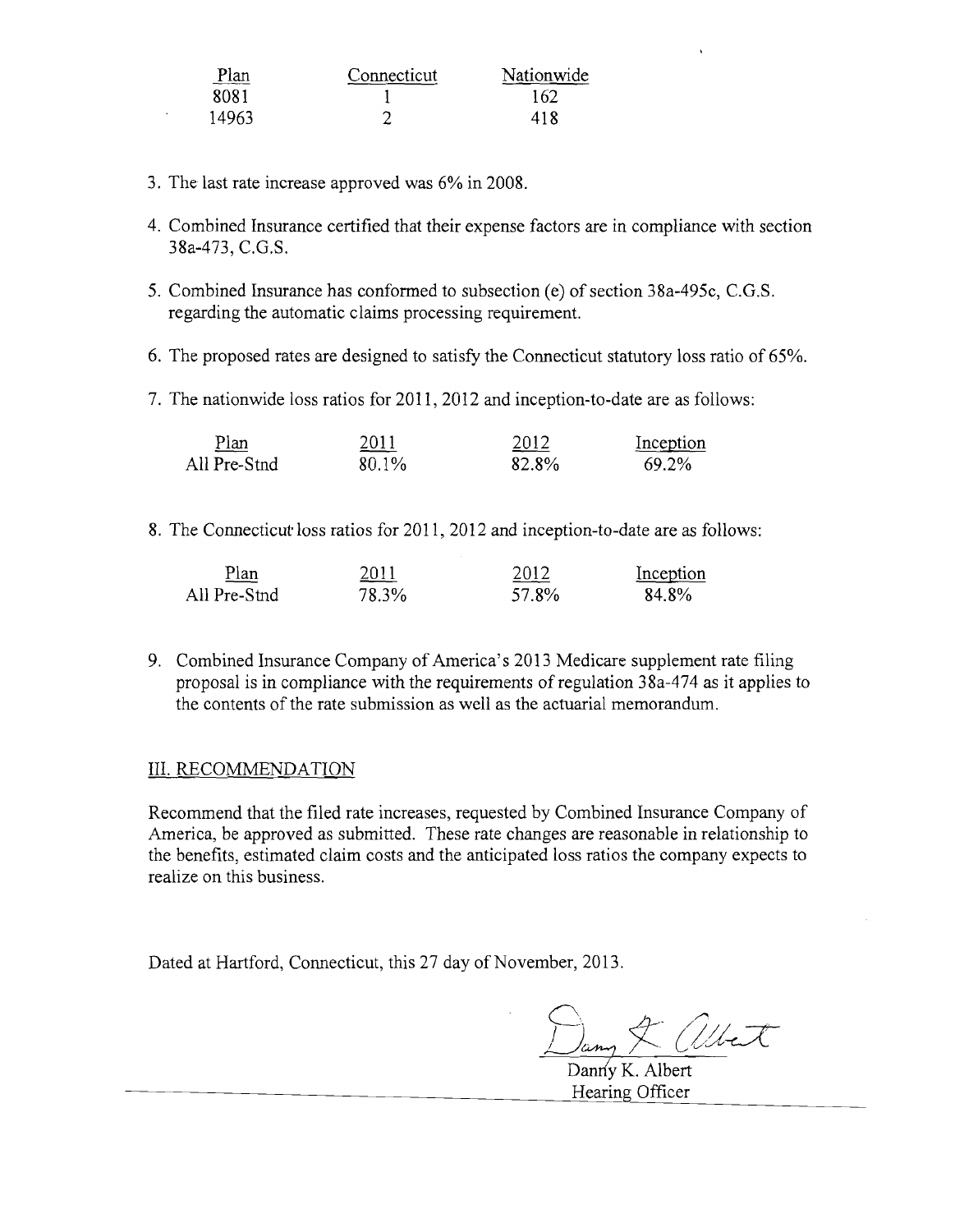| Plan | Connecticut | Nationwide |
| --- | --- | --- |
| 8081 | 1 | 162 |
| 14963 | 2 | 418 |

3. The last rate increase approved was 6% in 2008.

4. Combined Insurance certified that their expense factors are in compliance with section 38a-473, C.G.S.

5. Combined Insurance has conformed to subsection (e) of section 38a-495c, C.G.S. regarding the automatic claims processing requirement.

6. The proposed rates are designed to satisfy the Connecticut statutory loss ratio of 65%.

7. The nationwide loss ratios for 2011, 2012 and inception-to-date are as follows:

| Plan | 2011 | 2012 | Inception |
| --- | --- | --- | --- |
| All Pre-Stnd | 80.1% | 82.8% | 69.2% |

8. The Connecticut loss ratios for 2011, 2012 and inception-to-date are as follows:

| Plan | 2011 | 2012 | Inception |
| --- | --- | --- | --- |
| All Pre-Stnd | 78.3% | 57.8% | 84.8% |

9. Combined Insurance Company of America's 2013 Medicare supplement rate filing proposal is in compliance with the requirements of regulation 38a-474 as it applies to the contents of the rate submission as well as the actuarial memorandum.

## III. RECOMMENDATION

Recommend that the filed rate increases, requested by Combined Insurance Company of America, be approved as submitted. These rate changes are reasonable in relationship to the benefits, estimated claim costs and the anticipated loss ratios the company expects to realize on this business.

Dated at Hartford, Connecticut, this 27 day of November, 2013.

Danny K. Albert
Hearing Officer